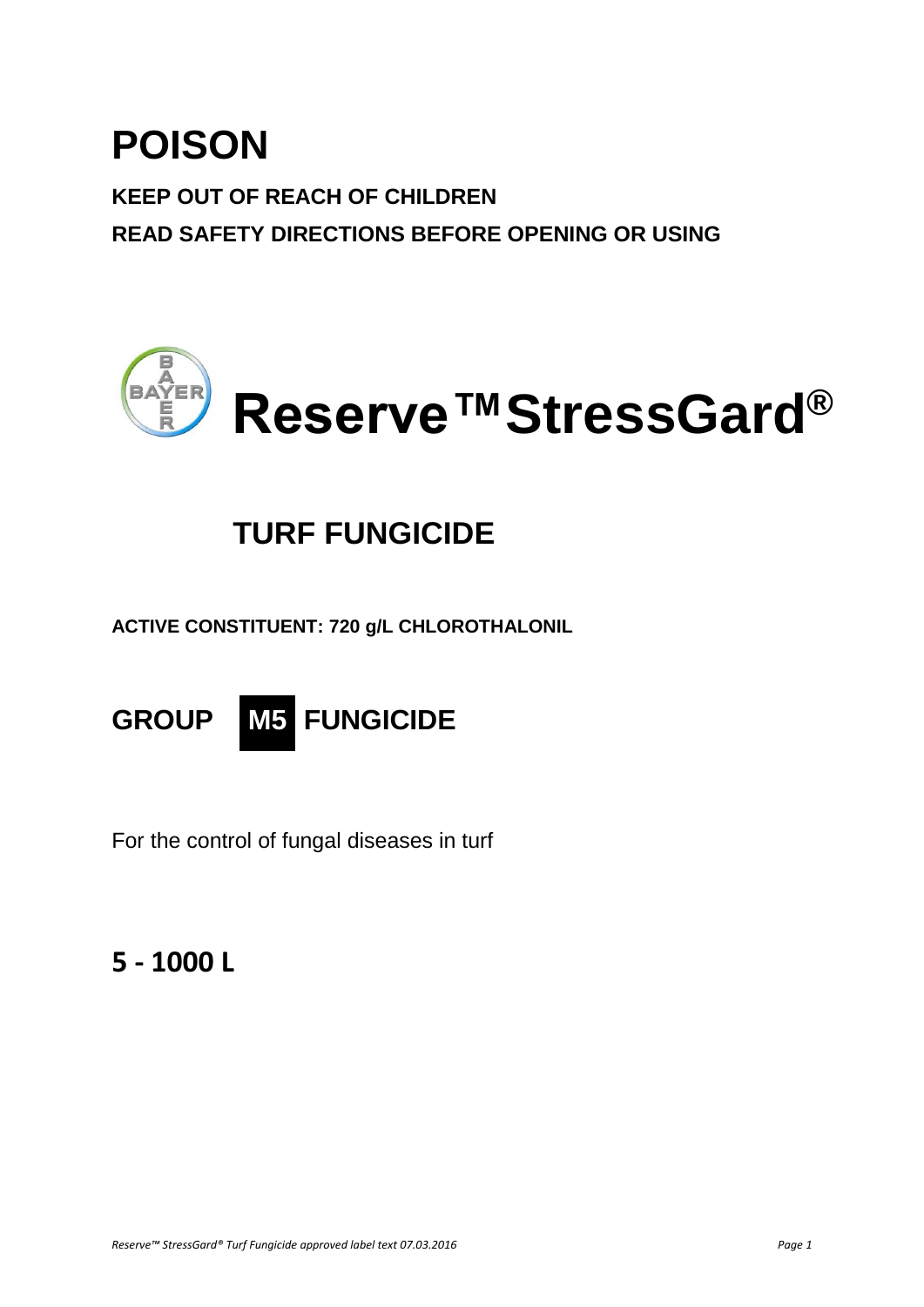# POISON

**KEEP OUT OF REACH OF CHILDREN**

**READ SAFETY DIRECTIONS BEFORE OPENING OR USING**

# Reserve™ StressGard®

## TURF FUNGICIDE

**ACTIVE CONSTITUENT: 720 g/L CHLOROTHALONIL**

## GROUP M5 FUNGICIDE

For the control of fungal diseases in turf

## 5 - 1000 L

*Reserve™ StressGard® Turf Fungicide approved label text 07.03.2016*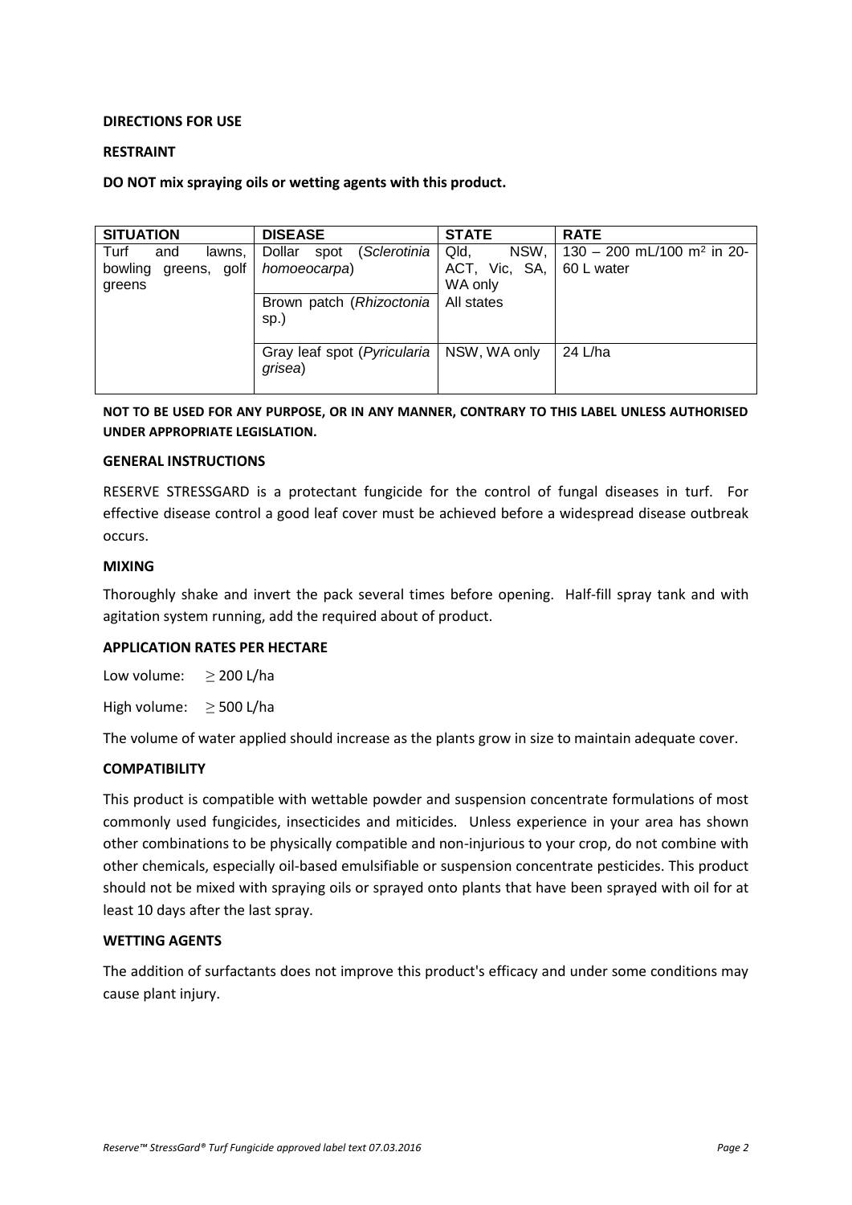**DIRECTIONS FOR USE**

**RESTRAINT**

**DO NOT mix spraying oils or wetting agents with this product.**

| SITUATION | DISEASE | STATE | RATE |
|---|---|---|---|
| Turf and lawns, bowling greens, golf greens | Dollar spot (*Sclerotinia homoeocarpa*) | Qld, NSW, ACT, Vic, SA, WA only | 130 – 200 mL/100 m$^2$ in 20-60 L water |
| | Brown patch (*Rhizoctonia* sp.) | All states | |
| | Gray leaf spot (*Pyricularia grisea*) | NSW, WA only | 24 L/ha |

**NOT TO BE USED FOR ANY PURPOSE, OR IN ANY MANNER, CONTRARY TO THIS LABEL UNLESS AUTHORISED UNDER APPROPRIATE LEGISLATION.**

**GENERAL INSTRUCTIONS**

RESERVE STRESSGARD is a protectant fungicide for the control of fungal diseases in turf. For effective disease control a good leaf cover must be achieved before a widespread disease outbreak occurs.

**MIXING**

Thoroughly shake and invert the pack several times before opening. Half-fill spray tank and with agitation system running, add the required about of product.

**APPLICATION RATES PER HECTARE**

Low volume: $\geq$ 200 L/ha

High volume: $\geq$ 500 L/ha

The volume of water applied should increase as the plants grow in size to maintain adequate cover.

**COMPATIBILITY**

This product is compatible with wettable powder and suspension concentrate formulations of most commonly used fungicides, insecticides and miticides. Unless experience in your area has shown other combinations to be physically compatible and non-injurious to your crop, do not combine with other chemicals, especially oil-based emulsifiable or suspension concentrate pesticides. This product should not be mixed with spraying oils or sprayed onto plants that have been sprayed with oil for at least 10 days after the last spray.

**WETTING AGENTS**

The addition of surfactants does not improve this product's efficacy and under some conditions may cause plant injury.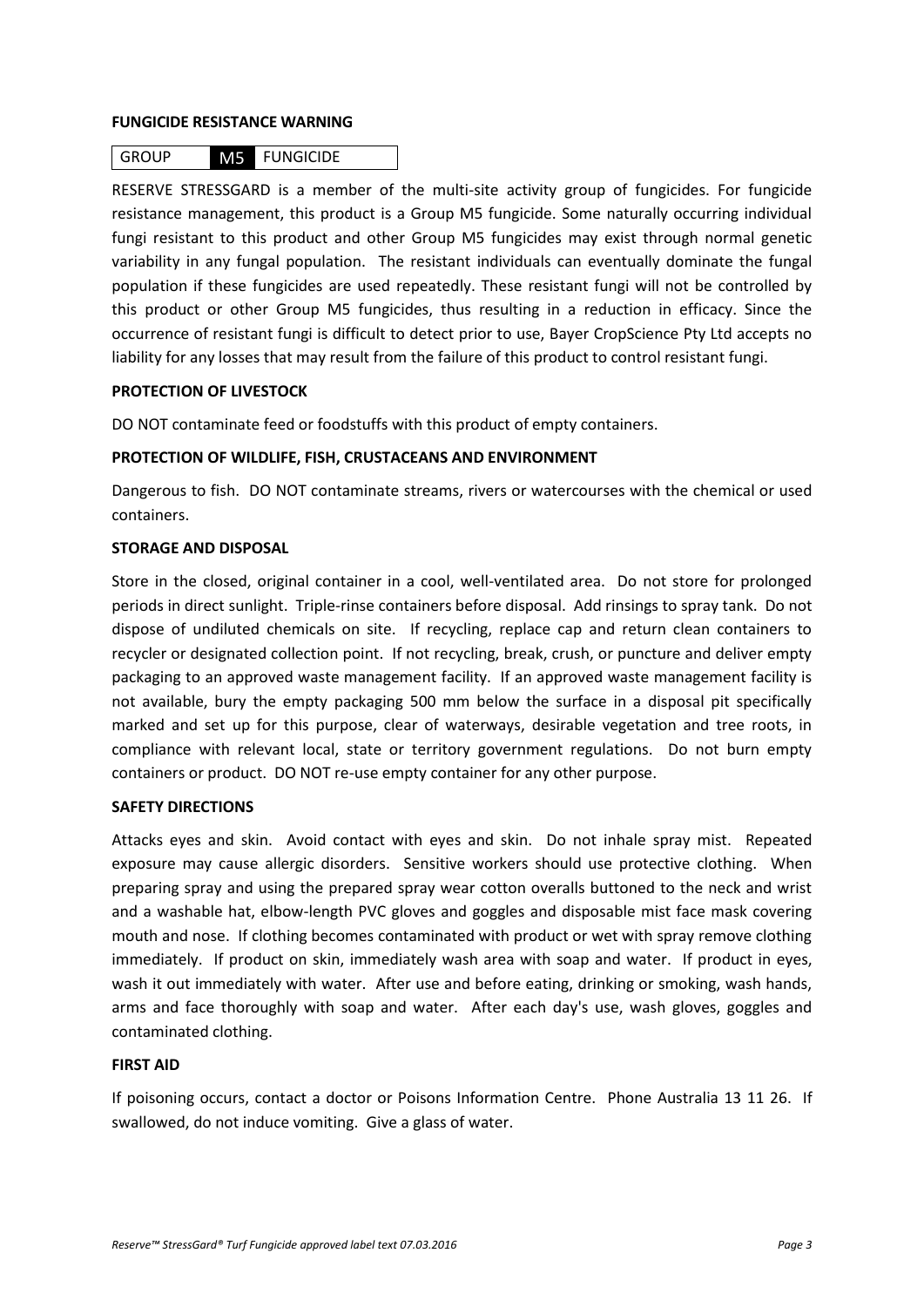**FUNGICIDE RESISTANCE WARNING**

| GROUP | M5 | FUNGICIDE |
|---|---|---|

RESERVE STRESSGARD is a member of the multi-site activity group of fungicides. For fungicide resistance management, this product is a Group M5 fungicide. Some naturally occurring individual fungi resistant to this product and other Group M5 fungicides may exist through normal genetic variability in any fungal population. The resistant individuals can eventually dominate the fungal population if these fungicides are used repeatedly. These resistant fungi will not be controlled by this product or other Group M5 fungicides, thus resulting in a reduction in efficacy. Since the occurrence of resistant fungi is difficult to detect prior to use, Bayer CropScience Pty Ltd accepts no liability for any losses that may result from the failure of this product to control resistant fungi.

**PROTECTION OF LIVESTOCK**

DO NOT contaminate feed or foodstuffs with this product of empty containers.

**PROTECTION OF WILDLIFE, FISH, CRUSTACEANS AND ENVIRONMENT**

Dangerous to fish. DO NOT contaminate streams, rivers or watercourses with the chemical or used containers.

**STORAGE AND DISPOSAL**

Store in the closed, original container in a cool, well-ventilated area. Do not store for prolonged periods in direct sunlight. Triple-rinse containers before disposal. Add rinsings to spray tank. Do not dispose of undiluted chemicals on site. If recycling, replace cap and return clean containers to recycler or designated collection point. If not recycling, break, crush, or puncture and deliver empty packaging to an approved waste management facility. If an approved waste management facility is not available, bury the empty packaging 500 mm below the surface in a disposal pit specifically marked and set up for this purpose, clear of waterways, desirable vegetation and tree roots, in compliance with relevant local, state or territory government regulations. Do not burn empty containers or product. DO NOT re-use empty container for any other purpose.

**SAFETY DIRECTIONS**

Attacks eyes and skin. Avoid contact with eyes and skin. Do not inhale spray mist. Repeated exposure may cause allergic disorders. Sensitive workers should use protective clothing. When preparing spray and using the prepared spray wear cotton overalls buttoned to the neck and wrist and a washable hat, elbow-length PVC gloves and goggles and disposable mist face mask covering mouth and nose. If clothing becomes contaminated with product or wet with spray remove clothing immediately. If product on skin, immediately wash area with soap and water. If product in eyes, wash it out immediately with water. After use and before eating, drinking or smoking, wash hands, arms and face thoroughly with soap and water. After each day's use, wash gloves, goggles and contaminated clothing.

**FIRST AID**

If poisoning occurs, contact a doctor or Poisons Information Centre. Phone Australia 13 11 26. If swallowed, do not induce vomiting. Give a glass of water.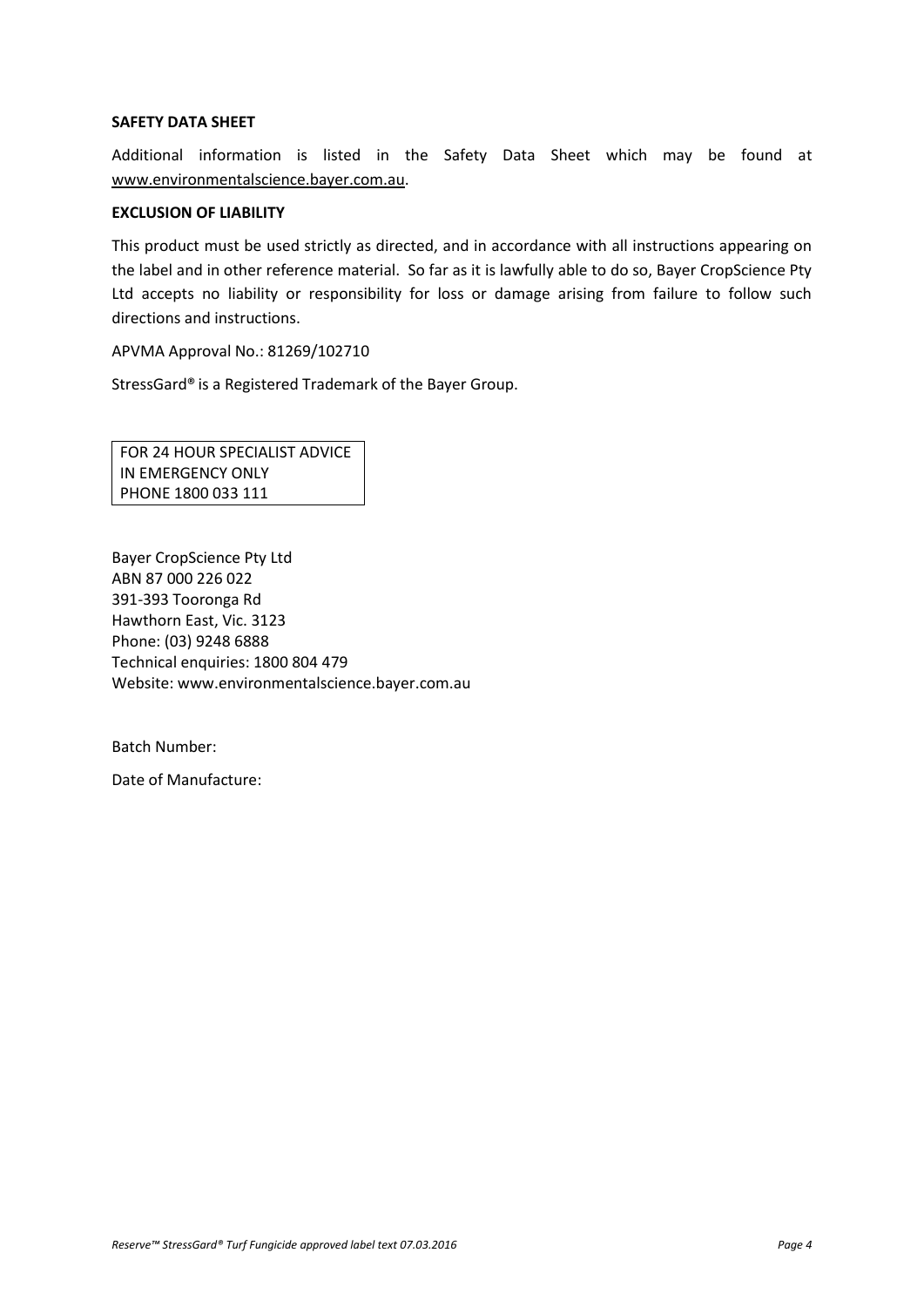**SAFETY DATA SHEET**

Additional information is listed in the Safety Data Sheet which may be found at www.environmentalscience.bayer.com.au.

**EXCLUSION OF LIABILITY**

This product must be used strictly as directed, and in accordance with all instructions appearing on the label and in other reference material. So far as it is lawfully able to do so, Bayer CropScience Pty Ltd accepts no liability or responsibility for loss or damage arising from failure to follow such directions and instructions.

APVMA Approval No.: 81269/102710

StressGard® is a Registered Trademark of the Bayer Group.

| FOR 24 HOUR SPECIALIST ADVICE IN EMERGENCY ONLY PHONE 1800 033 111 |
|---|

Bayer CropScience Pty Ltd
ABN 87 000 226 022
391-393 Tooronga Rd
Hawthorn East, Vic. 3123
Phone: (03) 9248 6888
Technical enquiries: 1800 804 479
Website: www.environmentalscience.bayer.com.au

Batch Number:

Date of Manufacture: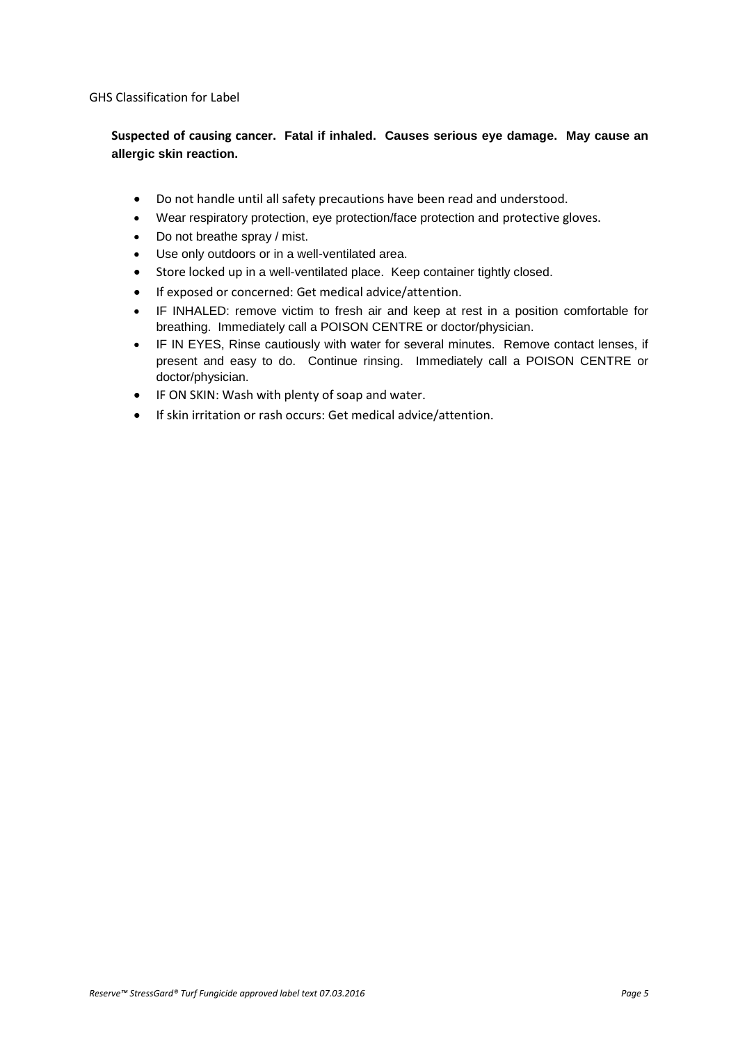GHS Classification for Label

**Suspected of causing cancer. Fatal if inhaled. Causes serious eye damage. May cause an allergic skin reaction.**

- Do not handle until all safety precautions have been read and understood.
- Wear respiratory protection, eye protection/face protection and protective gloves.
- Do not breathe spray / mist.
- Use only outdoors or in a well-ventilated area.
- Store locked up in a well-ventilated place. Keep container tightly closed.
- If exposed or concerned: Get medical advice/attention.
- IF INHALED: remove victim to fresh air and keep at rest in a position comfortable for breathing. Immediately call a POISON CENTRE or doctor/physician.
- IF IN EYES, Rinse cautiously with water for several minutes. Remove contact lenses, if present and easy to do. Continue rinsing. Immediately call a POISON CENTRE or doctor/physician.
- IF ON SKIN: Wash with plenty of soap and water.
- If skin irritation or rash occurs: Get medical advice/attention.